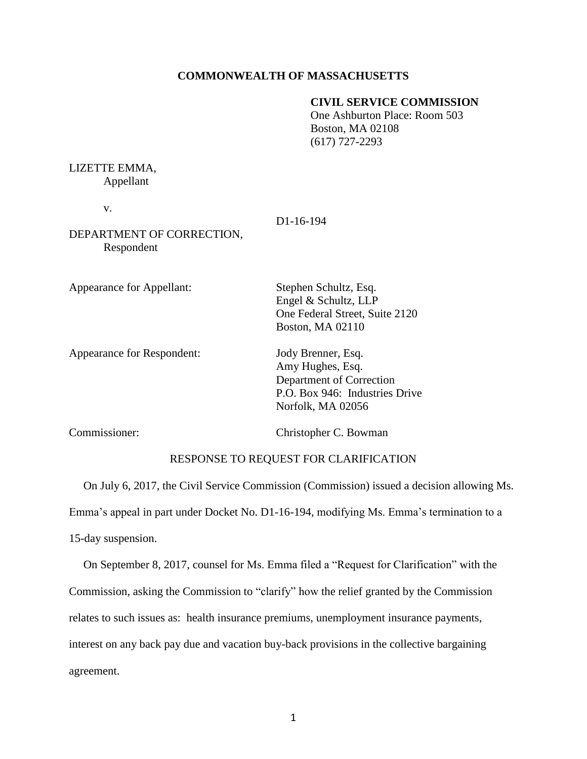**COMMONWEALTH OF MASSACHUSETTS**

**CIVIL SERVICE COMMISSION**
One Ashburton Place: Room 503
Boston, MA 02108
(617) 727-2293

LIZETTE EMMA,
Appellant

v.

D1-16-194

DEPARTMENT OF CORRECTION,
Respondent

Appearance for Appellant: Stephen Schultz, Esq.
Engel & Schultz, LLP
One Federal Street, Suite 2120
Boston, MA 02110

Appearance for Respondent: Jody Brenner, Esq.
Amy Hughes, Esq.
Department of Correction
P.O. Box 946: Industries Drive
Norfolk, MA 02056

Commissioner: Christopher C. Bowman

RESPONSE TO REQUEST FOR CLARIFICATION

On July 6, 2017, the Civil Service Commission (Commission) issued a decision allowing Ms. Emma's appeal in part under Docket No. D1-16-194, modifying Ms. Emma's termination to a 15-day suspension.

On September 8, 2017, counsel for Ms. Emma filed a "Request for Clarification" with the Commission, asking the Commission to "clarify" how the relief granted by the Commission relates to such issues as: health insurance premiums, unemployment insurance payments, interest on any back pay due and vacation buy-back provisions in the collective bargaining agreement.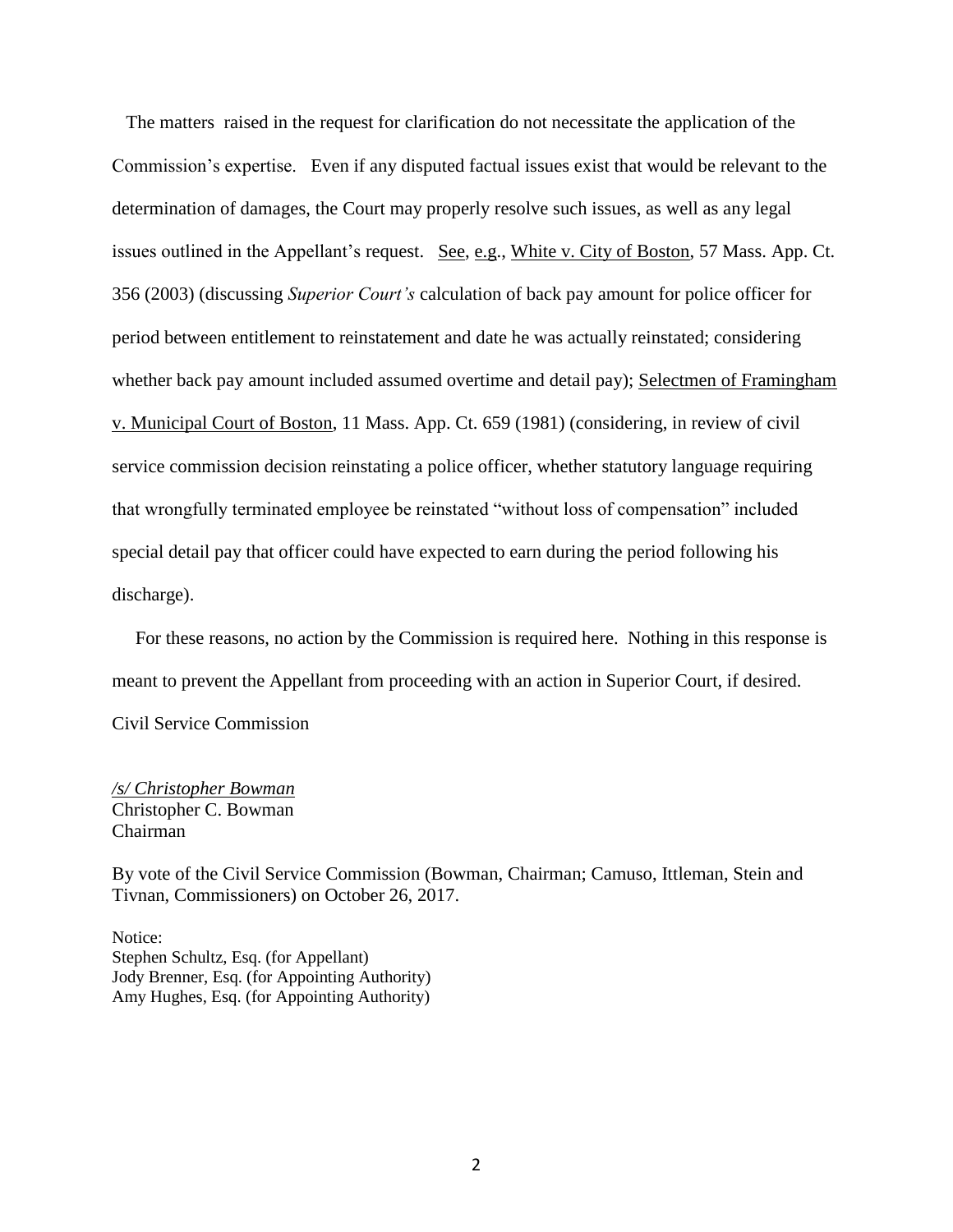The matters raised in the request for clarification do not necessitate the application of the Commission's expertise. Even if any disputed factual issues exist that would be relevant to the determination of damages, the Court may properly resolve such issues, as well as any legal issues outlined in the Appellant's request. See, e.g., White v. City of Boston, 57 Mass. App. Ct. 356 (2003) (discussing *Superior Court's* calculation of back pay amount for police officer for period between entitlement to reinstatement and date he was actually reinstated; considering whether back pay amount included assumed overtime and detail pay); Selectmen of Framingham v. Municipal Court of Boston, 11 Mass. App. Ct. 659 (1981) (considering, in review of civil service commission decision reinstating a police officer, whether statutory language requiring that wrongfully terminated employee be reinstated "without loss of compensation" included special detail pay that officer could have expected to earn during the period following his discharge).

For these reasons, no action by the Commission is required here. Nothing in this response is meant to prevent the Appellant from proceeding with an action in Superior Court, if desired.

Civil Service Commission

*/s/ Christopher Bowman*
Christopher C. Bowman
Chairman

By vote of the Civil Service Commission (Bowman, Chairman; Camuso, Ittleman, Stein and Tivnan, Commissioners) on October 26, 2017.

Notice:
Stephen Schultz, Esq. (for Appellant)
Jody Brenner, Esq. (for Appointing Authority)
Amy Hughes, Esq. (for Appointing Authority)